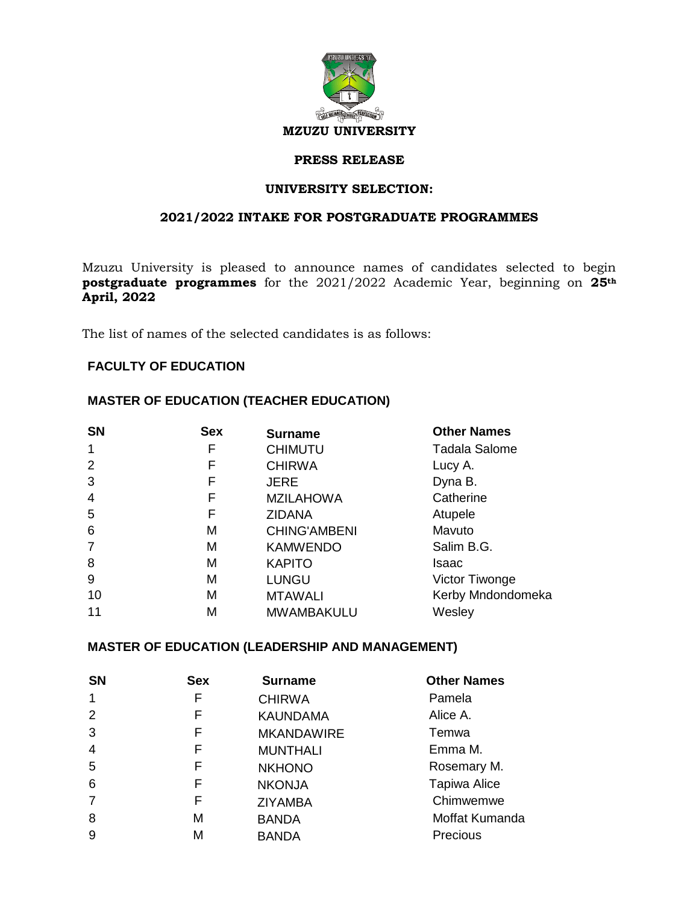# MZUZU UNIVERSITY

## PRESS RELEASE

## UNIVERSITY SELECTION:

## 2021/2022 INTAKE FOR POSTGRADUATE PROGRAMMES

Mzuzu University is pleased to announce names of candidates selected to begin **postgraduate programmes** for the 2021/2022 Academic Year, beginning on **25th April, 2022**

The list of names of the selected candidates is as follows:

### FACULTY OF EDUCATION

#### MASTER OF EDUCATION (TEACHER EDUCATION)

| SN | Sex | Surname | Other Names |
|---|---|---|---|
| 1 | F | CHIMUTU | Tadala Salome |
| 2 | F | CHIRWA | Lucy A. |
| 3 | F | JERE | Dyna B. |
| 4 | F | MZILAHOWA | Catherine |
| 5 | F | ZIDANA | Atupele |
| 6 | M | CHING'AMBENI | Mavuto |
| 7 | M | KAMWENDO | Salim B.G. |
| 8 | M | KAPITO | Isaac |
| 9 | M | LUNGU | Victor Tiwonge |
| 10 | M | MTAWALI | Kerby Mndondomeka |
| 11 | M | MWAMBAKULU | Wesley |

#### MASTER OF EDUCATION (LEADERSHIP AND MANAGEMENT)

| SN | Sex | Surname | Other Names |
|---|---|---|---|
| 1 | F | CHIRWA | Pamela |
| 2 | F | KAUNDAMA | Alice A. |
| 3 | F | MKANDAWIRE | Temwa |
| 4 | F | MUNTHALI | Emma M. |
| 5 | F | NKHONO | Rosemary M. |
| 6 | F | NKONJA | Tapiwa Alice |
| 7 | F | ZIYAMBA | Chimwemwe |
| 8 | M | BANDA | Moffat Kumanda |
| 9 | M | BANDA | Precious |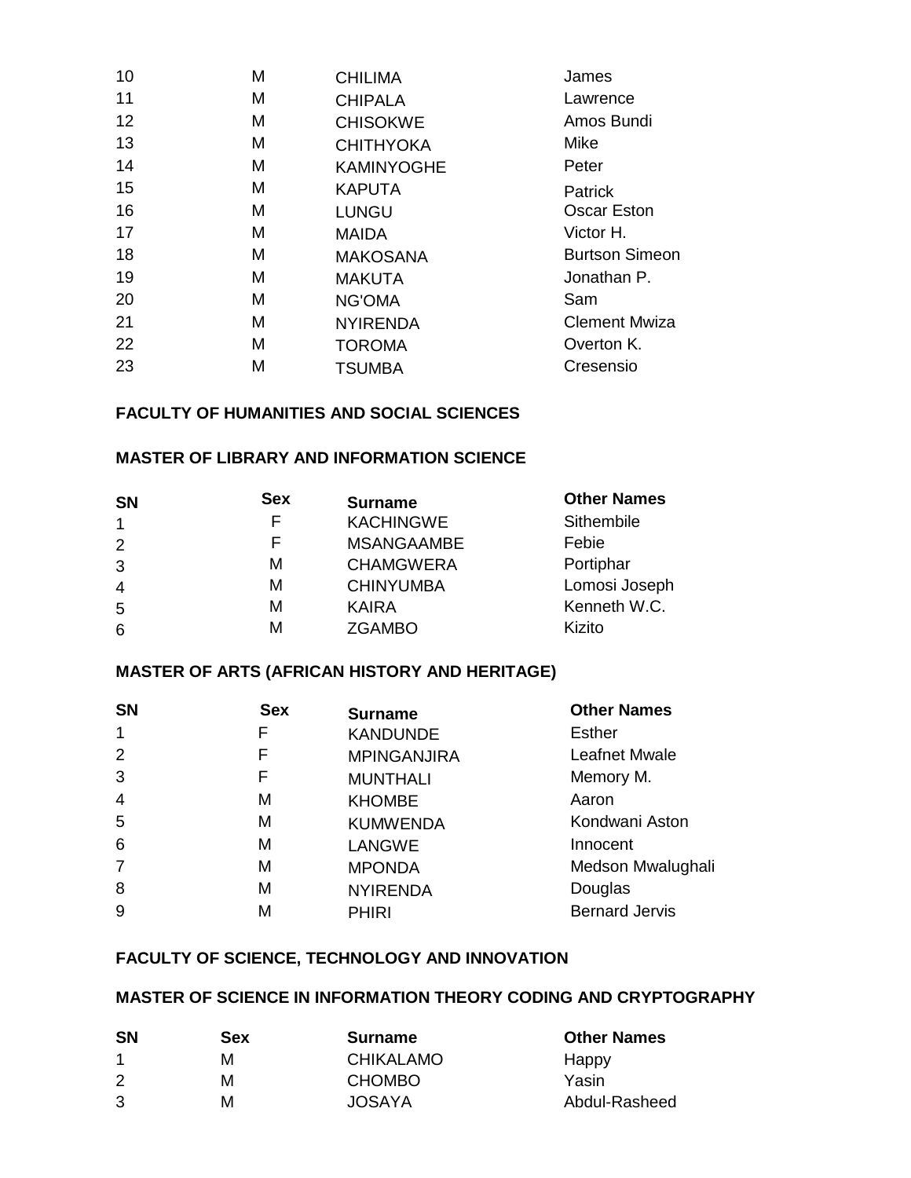| | | | |
|---|---|---|---|
| 10 | M | CHILIMA | James |
| 11 | M | CHIPALA | Lawrence |
| 12 | M | CHISOKWE | Amos Bundi |
| 13 | M | CHITHYOKA | Mike |
| 14 | M | KAMINYOGHE | Peter |
| 15 | M | KAPUTA | Patrick |
| 16 | M | LUNGU | Oscar Eston |
| 17 | M | MAIDA | Victor H. |
| 18 | M | MAKOSANA | Burtson Simeon |
| 19 | M | MAKUTA | Jonathan P. |
| 20 | M | NG'OMA | Sam |
| 21 | M | NYIRENDA | Clement Mwiza |
| 22 | M | TOROMA | Overton K. |
| 23 | M | TSUMBA | Cresensio |

## FACULTY OF HUMANITIES AND SOCIAL SCIENCES

### MASTER OF LIBRARY AND INFORMATION SCIENCE

| SN | Sex | Surname | Other Names |
|---|---|---|---|
| 1 | F | KACHINGWE | Sithembile |
| 2 | F | MSANGAAMBE | Febie |
| 3 | M | CHAMGWERA | Portiphar |
| 4 | M | CHINYUMBA | Lomosi Joseph |
| 5 | M | KAIRA | Kenneth W.C. |
| 6 | M | ZGAMBO | Kizito |

### MASTER OF ARTS (AFRICAN HISTORY AND HERITAGE)

| SN | Sex | Surname | Other Names |
|---|---|---|---|
| 1 | F | KANDUNDE | Esther |
| 2 | F | MPINGANJIRA | Leafnet Mwale |
| 3 | F | MUNTHALI | Memory M. |
| 4 | M | KHOMBE | Aaron |
| 5 | M | KUMWENDA | Kondwani Aston |
| 6 | M | LANGWE | Innocent |
| 7 | M | MPONDA | Medson Mwalughali |
| 8 | M | NYIRENDA | Douglas |
| 9 | M | PHIRI | Bernard Jervis |

## FACULTY OF SCIENCE, TECHNOLOGY AND INNOVATION

### MASTER OF SCIENCE IN INFORMATION THEORY CODING AND CRYPTOGRAPHY

| SN | Sex | Surname | Other Names |
|---|---|---|---|
| 1 | M | CHIKALAMO | Happy |
| 2 | M | CHOMBO | Yasin |
| 3 | M | JOSAYA | Abdul-Rasheed |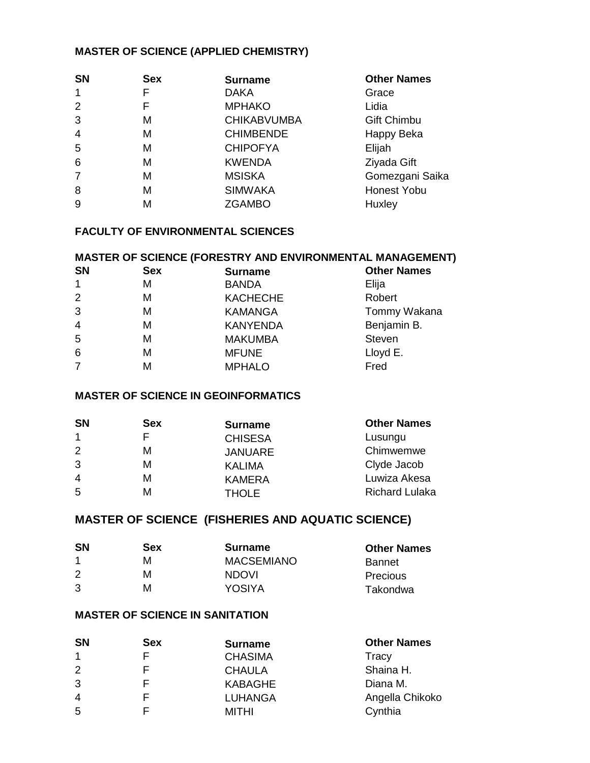### MASTER OF SCIENCE (APPLIED CHEMISTRY)

| SN | Sex | Surname | Other Names |
|---|---|---|---|
| 1 | F | DAKA | Grace |
| 2 | F | MPHAKO | Lidia |
| 3 | M | CHIKABVUMBA | Gift Chimbu |
| 4 | M | CHIMBENDE | Happy Beka |
| 5 | M | CHIPOFYA | Elijah |
| 6 | M | KWENDA | Ziyada Gift |
| 7 | M | MSISKA | Gomezgani Saika |
| 8 | M | SIMWAKA | Honest Yobu |
| 9 | M | ZGAMBO | Huxley |

## FACULTY OF ENVIRONMENTAL SCIENCES

### MASTER OF SCIENCE (FORESTRY AND ENVIRONMENTAL MANAGEMENT)

| SN | Sex | Surname | Other Names |
|---|---|---|---|
| 1 | M | BANDA | Elija |
| 2 | M | KACHECHE | Robert |
| 3 | M | KAMANGA | Tommy Wakana |
| 4 | M | KANYENDA | Benjamin B. |
| 5 | M | MAKUMBA | Steven |
| 6 | M | MFUNE | Lloyd E. |
| 7 | M | MPHALO | Fred |

### MASTER OF SCIENCE IN GEOINFORMATICS

| SN | Sex | Surname | Other Names |
|---|---|---|---|
| 1 | F | CHISESA | Lusungu |
| 2 | M | JANUARE | Chimwemwe |
| 3 | M | KALIMA | Clyde Jacob |
| 4 | M | KAMERA | Luwiza Akesa |
| 5 | M | THOLE | Richard Lulaka |

### MASTER OF SCIENCE (FISHERIES AND AQUATIC SCIENCE)

| SN | Sex | Surname | Other Names |
|---|---|---|---|
| 1 | M | MACSEMIANO | Bannet |
| 2 | M | NDOVI | Precious |
| 3 | M | YOSIYA | Takondwa |

### MASTER OF SCIENCE IN SANITATION

| SN | Sex | Surname | Other Names |
|---|---|---|---|
| 1 | F | CHASIMA | Tracy |
| 2 | F | CHAULA | Shaina H. |
| 3 | F | KABAGHE | Diana M. |
| 4 | F | LUHANGA | Angella Chikoko |
| 5 | F | MITHI | Cynthia |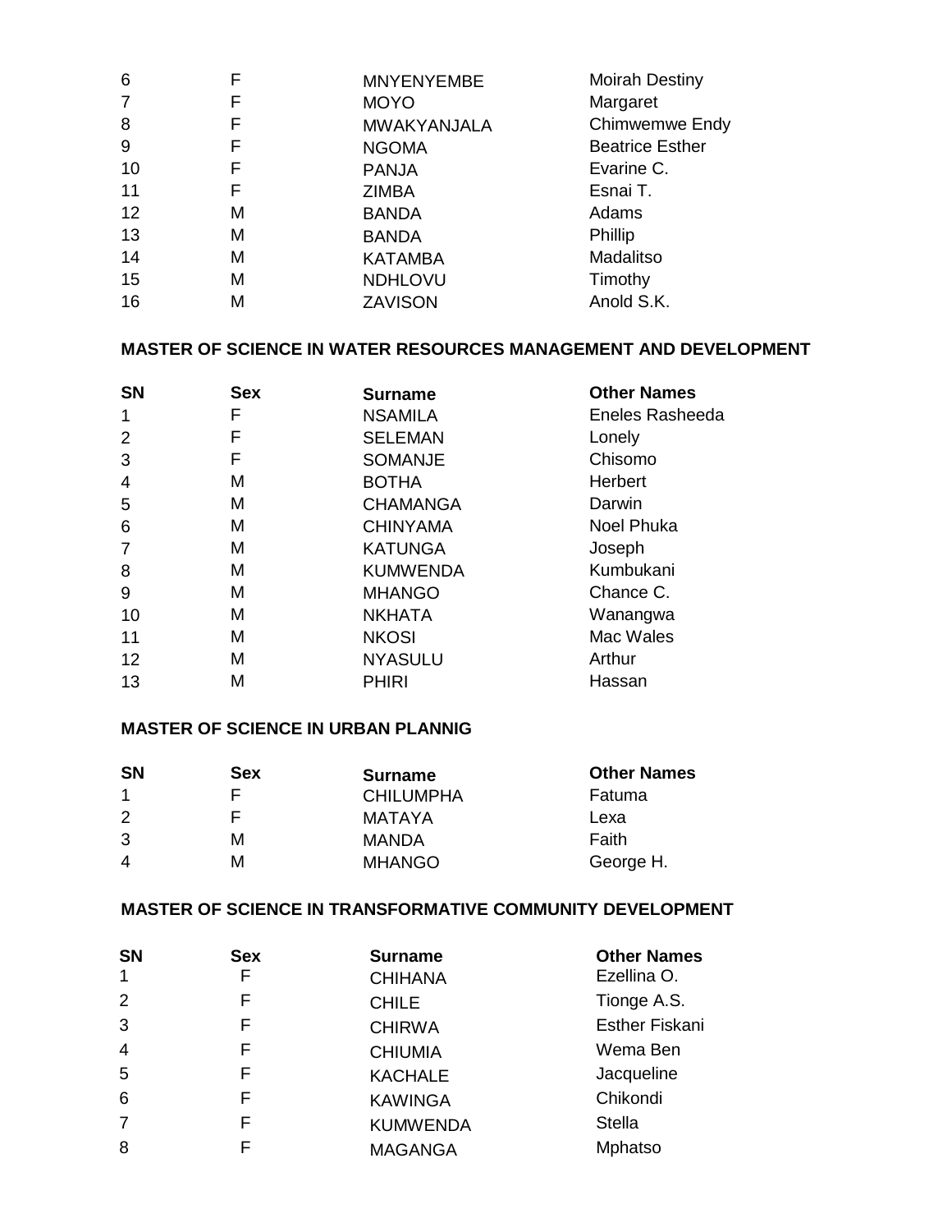| SN | Sex | Surname | Other Names |
|---|---|---|---|
| 6 | F | MNYENYEMBE | Moirah Destiny |
| 7 | F | MOYO | Margaret |
| 8 | F | MWAKYANJALA | Chimwemwe Endy |
| 9 | F | NGOMA | Beatrice Esther |
| 10 | F | PANJA | Evarine C. |
| 11 | F | ZIMBA | Esnai T. |
| 12 | M | BANDA | Adams |
| 13 | M | BANDA | Phillip |
| 14 | M | KATAMBA | Madalitso |
| 15 | M | NDHLOVU | Timothy |
| 16 | M | ZAVISON | Anold S.K. |

**MASTER OF SCIENCE IN WATER RESOURCES MANAGEMENT AND DEVELOPMENT**

| SN | Sex | Surname | Other Names |
|---|---|---|---|
| 1 | F | NSAMILA | Eneles Rasheeda |
| 2 | F | SELEMAN | Lonely |
| 3 | F | SOMANJE | Chisomo |
| 4 | M | BOTHA | Herbert |
| 5 | M | CHAMANGA | Darwin |
| 6 | M | CHINYAMA | Noel Phuka |
| 7 | M | KATUNGA | Joseph |
| 8 | M | KUMWENDA | Kumbukani |
| 9 | M | MHANGO | Chance C. |
| 10 | M | NKHATA | Wanangwa |
| 11 | M | NKOSI | Mac Wales |
| 12 | M | NYASULU | Arthur |
| 13 | M | PHIRI | Hassan |

**MASTER OF SCIENCE IN URBAN PLANNIG**

| SN | Sex | Surname | Other Names |
|---|---|---|---|
| 1 | F | CHILUMPHA | Fatuma |
| 2 | F | MATAYA | Lexa |
| 3 | M | MANDA | Faith |
| 4 | M | MHANGO | George H. |

**MASTER OF SCIENCE IN TRANSFORMATIVE COMMUNITY DEVELOPMENT**

| SN | Sex | Surname | Other Names |
|---|---|---|---|
| 1 | F | CHIHANA | Ezellina O. |
| 2 | F | CHILE | Tionge A.S. |
| 3 | F | CHIRWA | Esther Fiskani |
| 4 | F | CHIUMIA | Wema Ben |
| 5 | F | KACHALE | Jacqueline |
| 6 | F | KAWINGA | Chikondi |
| 7 | F | KUMWENDA | Stella |
| 8 | F | MAGANGA | Mphatso |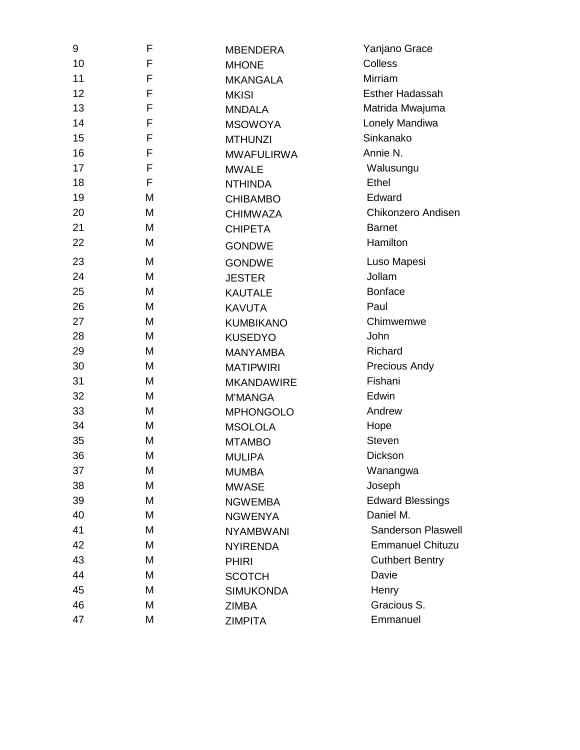| | | | |
|---|---|---|---|
| 9 | F | MBENDERA | Yanjano Grace |
| 10 | F | MHONE | Colless |
| 11 | F | MKANGALA | Mirriam |
| 12 | F | MKISI | Esther Hadassah |
| 13 | F | MNDALA | Matrida Mwajuma |
| 14 | F | MSOWOYA | Lonely Mandiwa |
| 15 | F | MTHUNZI | Sinkanako |
| 16 | F | MWAFULIRWA | Annie N. |
| 17 | F | MWALE | Walusungu |
| 18 | F | NTHINDA | Ethel |
| 19 | M | CHIBAMBO | Edward |
| 20 | M | CHIMWAZA | Chikonzero Andisen |
| 21 | M | CHIPETA | Barnet |
| 22 | M | GONDWE | Hamilton |
| 23 | M | GONDWE | Luso Mapesi |
| 24 | M | JESTER | Jollam |
| 25 | M | KAUTALE | Bonface |
| 26 | M | KAVUTA | Paul |
| 27 | M | KUMBIKANO | Chimwemwe |
| 28 | M | KUSEDYO | John |
| 29 | M | MANYAMBA | Richard |
| 30 | M | MATIPWIRI | Precious Andy |
| 31 | M | MKANDAWIRE | Fishani |
| 32 | M | M'MANGA | Edwin |
| 33 | M | MPHONGOLO | Andrew |
| 34 | M | MSOLOLA | Hope |
| 35 | M | MTAMBO | Steven |
| 36 | M | MULIPA | Dickson |
| 37 | M | MUMBA | Wanangwa |
| 38 | M | MWASE | Joseph |
| 39 | M | NGWEMBA | Edward Blessings |
| 40 | M | NGWENYA | Daniel M. |
| 41 | M | NYAMBWANI | Sanderson Plaswell |
| 42 | M | NYIRENDA | Emmanuel Chituzu |
| 43 | M | PHIRI | Cuthbert Bentry |
| 44 | M | SCOTCH | Davie |
| 45 | M | SIMUKONDA | Henry |
| 46 | M | ZIMBA | Gracious S. |
| 47 | M | ZIMPITA | Emmanuel |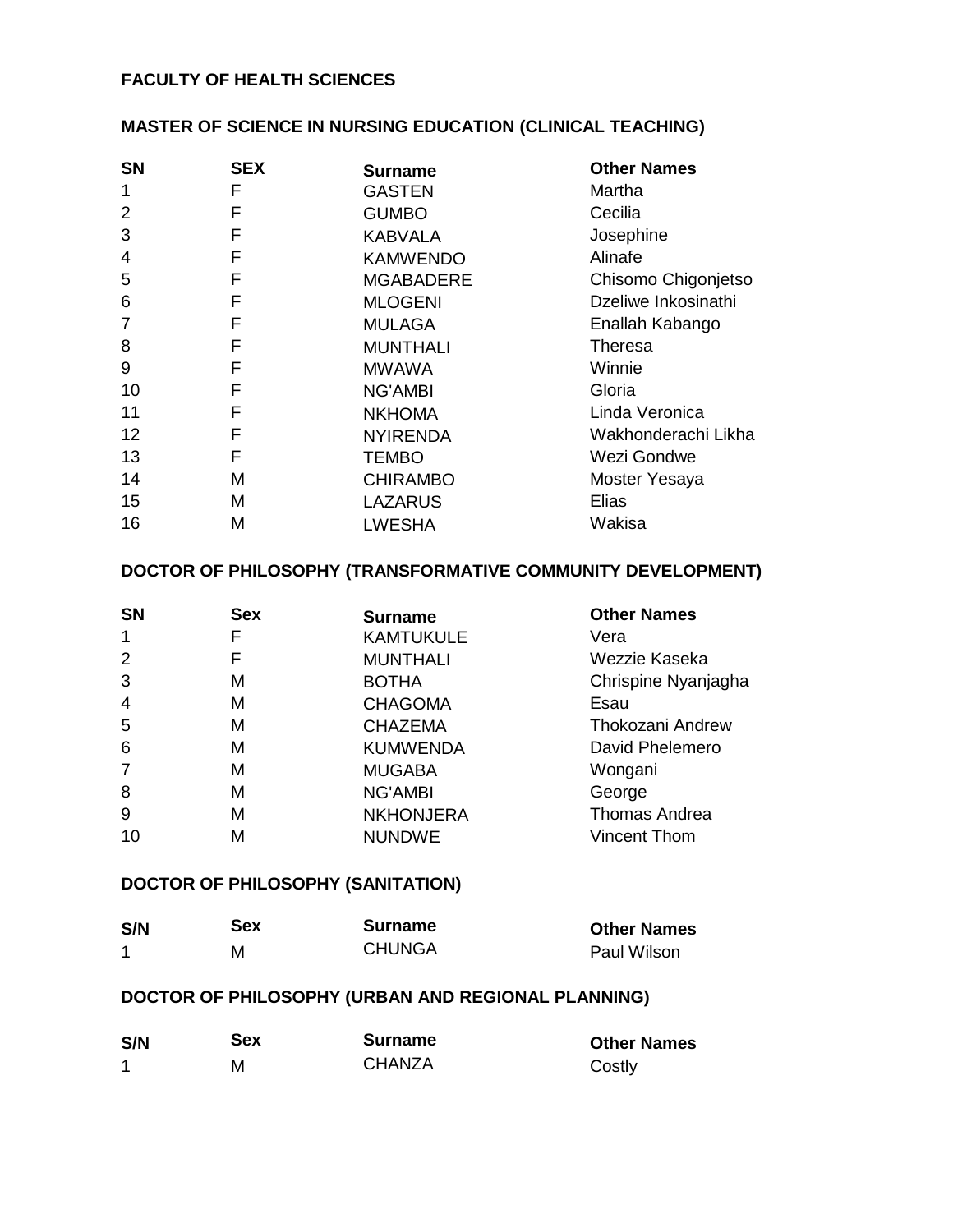## FACULTY OF HEALTH SCIENCES

### MASTER OF SCIENCE IN NURSING EDUCATION (CLINICAL TEACHING)

| SN | SEX | Surname | Other Names |
|---|---|---|---|
| 1 | F | GASTEN | Martha |
| 2 | F | GUMBO | Cecilia |
| 3 | F | KABVALA | Josephine |
| 4 | F | KAMWENDO | Alinafe |
| 5 | F | MGABADERE | Chisomo Chigonjetso |
| 6 | F | MLOGENI | Dzeliwe Inkosinathi |
| 7 | F | MULAGA | Enallah Kabango |
| 8 | F | MUNTHALI | Theresa |
| 9 | F | MWAWA | Winnie |
| 10 | F | NG'AMBI | Gloria |
| 11 | F | NKHOMA | Linda Veronica |
| 12 | F | NYIRENDA | Wakhonderachi Likha |
| 13 | F | TEMBO | Wezi Gondwe |
| 14 | M | CHIRAMBO | Moster Yesaya |
| 15 | M | LAZARUS | Elias |
| 16 | M | LWESHA | Wakisa |

### DOCTOR OF PHILOSOPHY (TRANSFORMATIVE COMMUNITY DEVELOPMENT)

| SN | Sex | Surname | Other Names |
|---|---|---|---|
| 1 | F | KAMTUKULE | Vera |
| 2 | F | MUNTHALI | Wezzie Kaseka |
| 3 | M | BOTHA | Chrispine Nyanjagha |
| 4 | M | CHAGOMA | Esau |
| 5 | M | CHAZEMA | Thokozani Andrew |
| 6 | M | KUMWENDA | David Phelemero |
| 7 | M | MUGABA | Wongani |
| 8 | M | NG'AMBI | George |
| 9 | M | NKHONJERA | Thomas Andrea |
| 10 | M | NUNDWE | Vincent Thom |

### DOCTOR OF PHILOSOPHY (SANITATION)

| S/N | Sex | Surname | Other Names |
|---|---|---|---|
| 1 | M | CHUNGA | Paul Wilson |

### DOCTOR OF PHILOSOPHY (URBAN AND REGIONAL PLANNING)

| S/N | Sex | Surname | Other Names |
|---|---|---|---|
| 1 | M | CHANZA | Costly |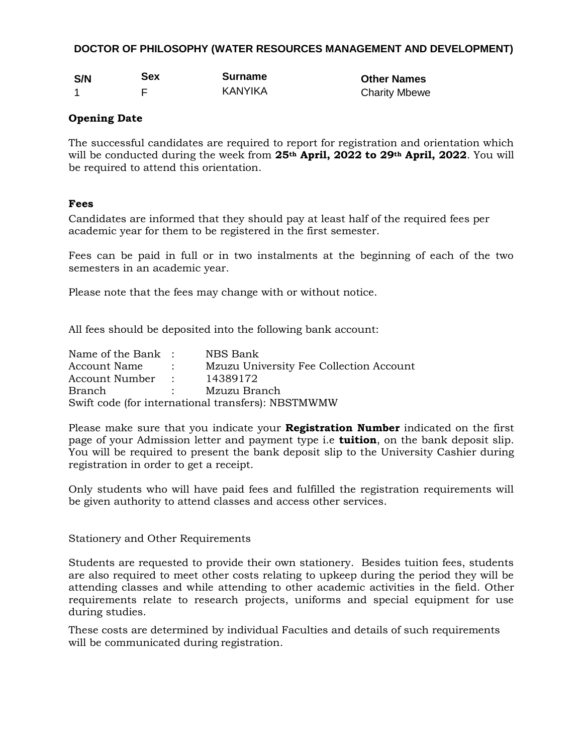## DOCTOR OF PHILOSOPHY (WATER RESOURCES MANAGEMENT AND DEVELOPMENT)

| S/N | Sex | Surname | Other Names |
|---|---|---|---|
| 1 | F | KANYIKA | Charity Mbewe |

**Opening Date**

The successful candidates are required to report for registration and orientation which will be conducted during the week from **25th April, 2022 to 29th April, 2022**. You will be required to attend this orientation.

**Fees**

Candidates are informed that they should pay at least half of the required fees per academic year for them to be registered in the first semester.

Fees can be paid in full or in two instalments at the beginning of each of the two semesters in an academic year.

Please note that the fees may change with or without notice.

All fees should be deposited into the following bank account:

Name of the Bank : NBS Bank
Account Name : Mzuzu University Fee Collection Account
Account Number : 14389172
Branch : Mzuzu Branch
Swift code (for international transfers): NBSTMWMW

Please make sure that you indicate your **Registration Number** indicated on the first page of your Admission letter and payment type i.e **tuition**, on the bank deposit slip. You will be required to present the bank deposit slip to the University Cashier during registration in order to get a receipt.

Only students who will have paid fees and fulfilled the registration requirements will be given authority to attend classes and access other services.

Stationery and Other Requirements

Students are requested to provide their own stationery. Besides tuition fees, students are also required to meet other costs relating to upkeep during the period they will be attending classes and while attending to other academic activities in the field. Other requirements relate to research projects, uniforms and special equipment for use during studies.

These costs are determined by individual Faculties and details of such requirements will be communicated during registration.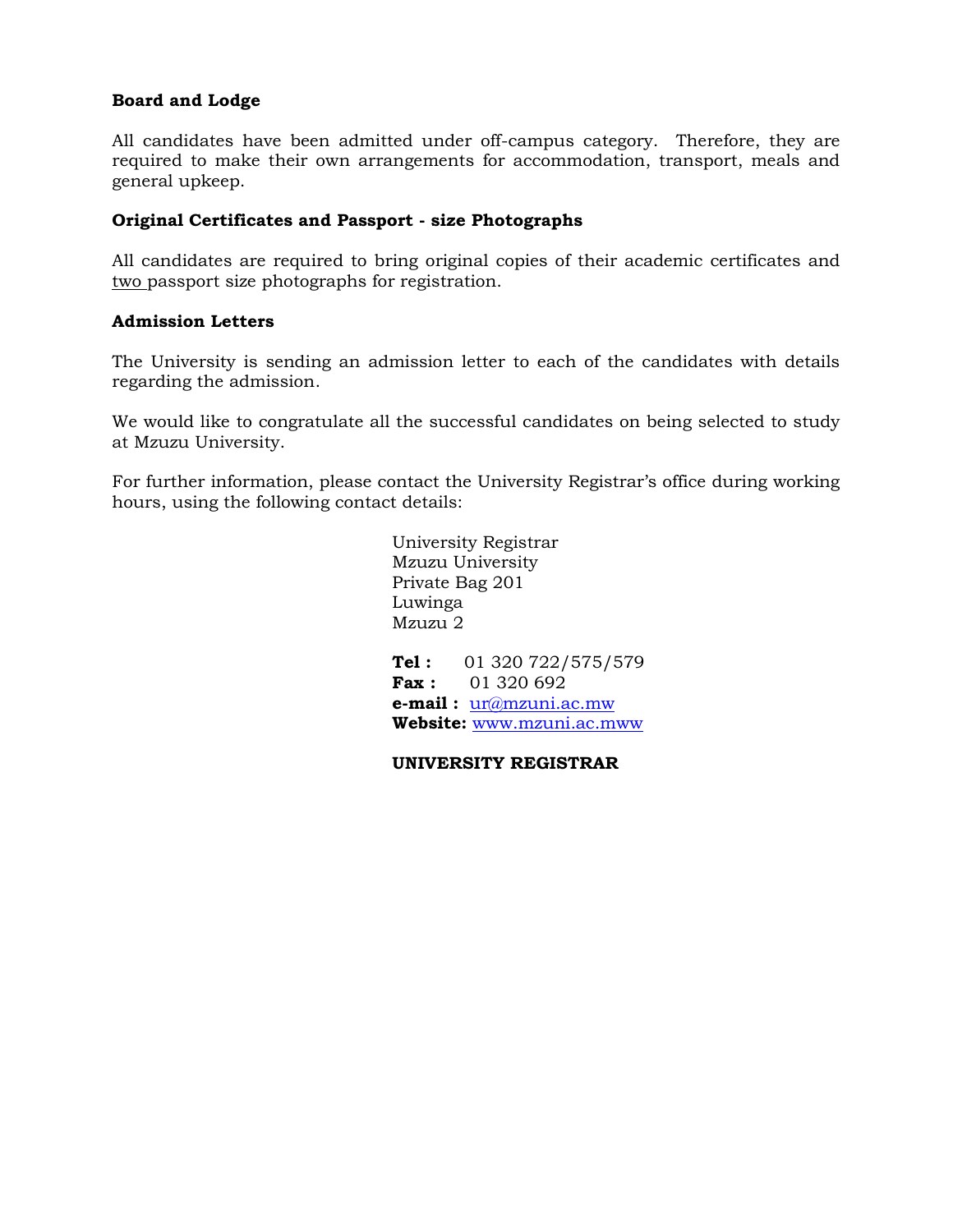**Board and Lodge**

All candidates have been admitted under off-campus category. Therefore, they are required to make their own arrangements for accommodation, transport, meals and general upkeep.

**Original Certificates and Passport - size Photographs**

All candidates are required to bring original copies of their academic certificates and two passport size photographs for registration.

**Admission Letters**

The University is sending an admission letter to each of the candidates with details regarding the admission.

We would like to congratulate all the successful candidates on being selected to study at Mzuzu University.

For further information, please contact the University Registrar's office during working hours, using the following contact details:

University Registrar
Mzuzu University
Private Bag 201
Luwinga
Mzuzu 2

**Tel :** 01 320 722/575/579
**Fax :** 01 320 692
**e-mail :** ur@mzuni.ac.mw
**Website:** www.mzuni.ac.mww

**UNIVERSITY REGISTRAR**